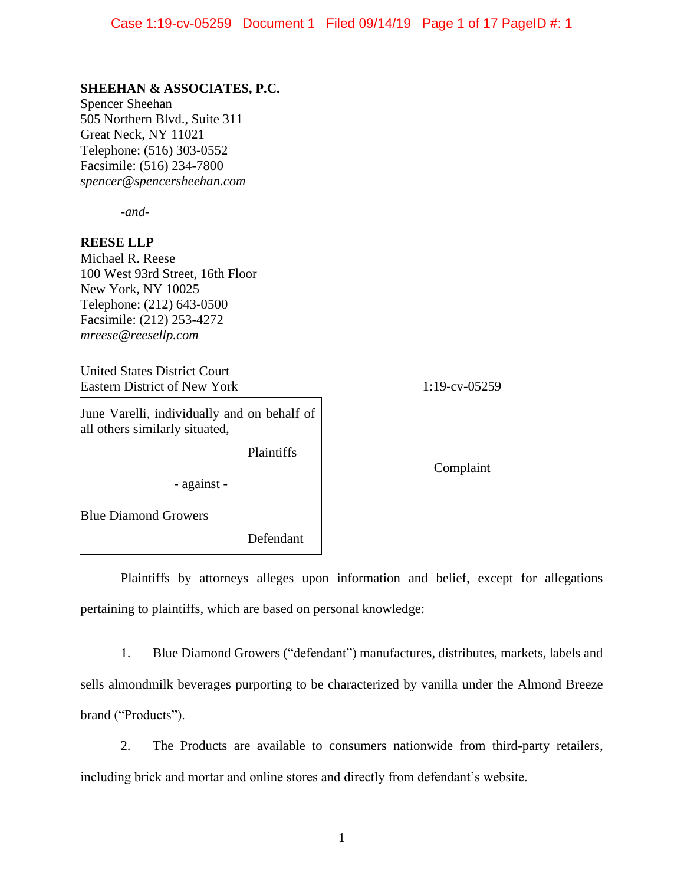**SHEEHAN & ASSOCIATES, P.C.**
Spencer Sheehan
505 Northern Blvd., Suite 311
Great Neck, NY 11021
Telephone: (516) 303-0552
Facsimile: (516) 234-7800
*spencer@spencersheehan.com*

*-and-*

**REESE LLP**
Michael R. Reese
100 West 93rd Street, 16th Floor
New York, NY 10025
Telephone: (212) 643-0500
Facsimile: (212) 253-4272
*mreese@reesellp.com*

United States District Court
Eastern District of New York

1:19-cv-05259

June Varelli, individually and on behalf of all others similarly situated,

Plaintiffs

- against -

Blue Diamond Growers

Defendant

Complaint

Plaintiffs by attorneys alleges upon information and belief, except for allegations pertaining to plaintiffs, which are based on personal knowledge:

1. Blue Diamond Growers ("defendant") manufactures, distributes, markets, labels and sells almondmilk beverages purporting to be characterized by vanilla under the Almond Breeze brand ("Products").

2. The Products are available to consumers nationwide from third-party retailers, including brick and mortar and online stores and directly from defendant's website.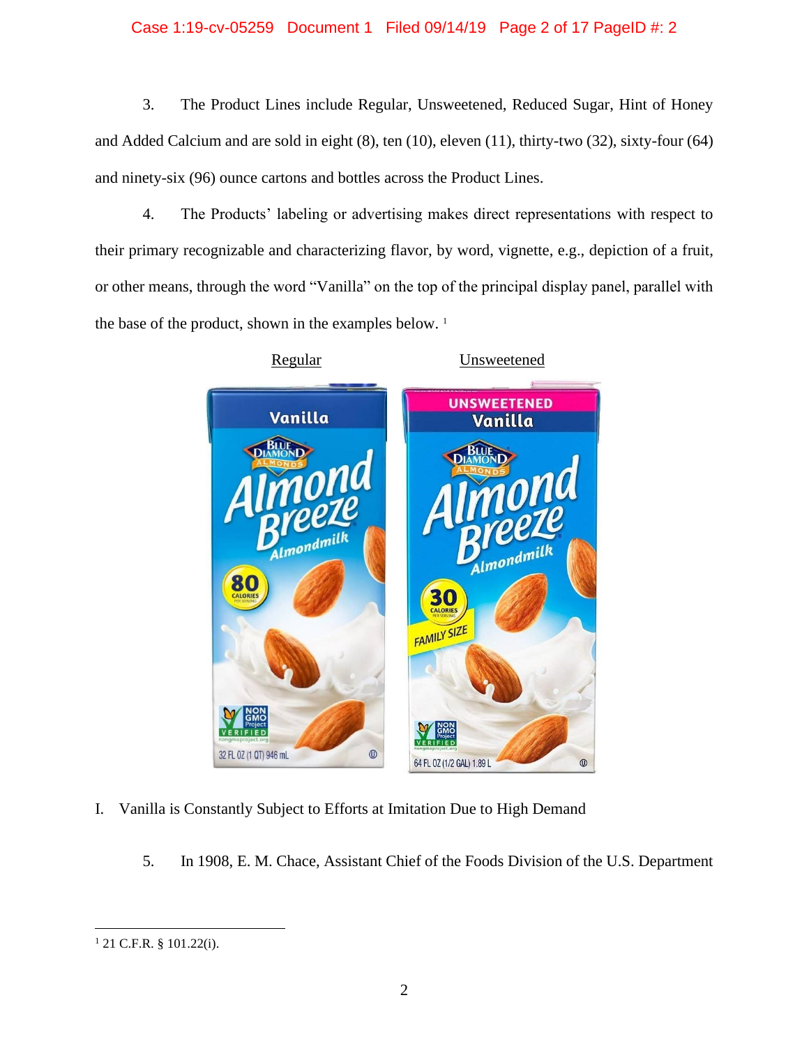3. The Product Lines include Regular, Unsweetened, Reduced Sugar, Hint of Honey and Added Calcium and are sold in eight (8), ten (10), eleven (11), thirty-two (32), sixty-four (64) and ninety-six (96) ounce cartons and bottles across the Product Lines.

4. The Products' labeling or advertising makes direct representations with respect to their primary recognizable and characterizing flavor, by word, vignette, e.g., depiction of a fruit, or other means, through the word "Vanilla" on the top of the principal display panel, parallel with the base of the product, shown in the examples below. [1]

Regular Unsweetened

I. Vanilla is Constantly Subject to Efforts at Imitation Due to High Demand

5. In 1908, E. M. Chace, Assistant Chief of the Foods Division of the U.S. Department

[1] 21 C.F.R. § 101.22(i).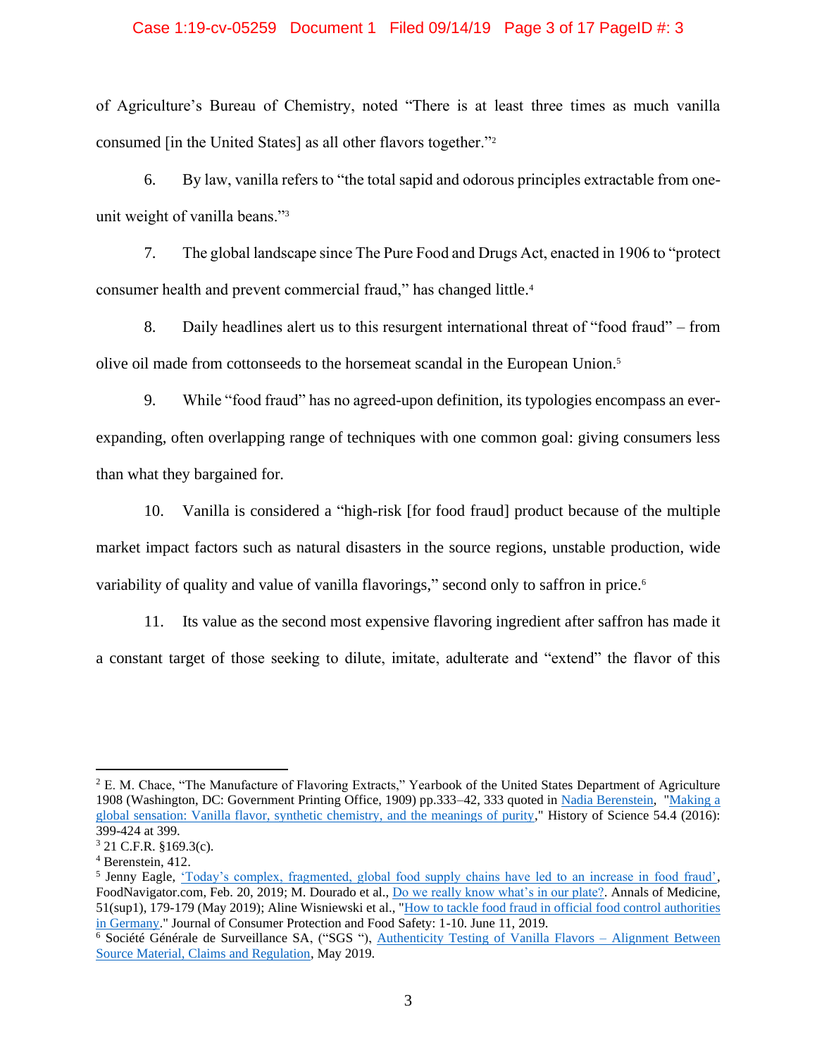of Agriculture's Bureau of Chemistry, noted "There is at least three times as much vanilla consumed [in the United States] as all other flavors together."[2]

6. By law, vanilla refers to "the total sapid and odorous principles extractable from one-unit weight of vanilla beans."[3]

7. The global landscape since The Pure Food and Drugs Act, enacted in 1906 to "protect consumer health and prevent commercial fraud," has changed little.[4]

8. Daily headlines alert us to this resurgent international threat of "food fraud" – from olive oil made from cottonseeds to the horsemeat scandal in the European Union.[5]

9. While "food fraud" has no agreed-upon definition, its typologies encompass an ever-expanding, often overlapping range of techniques with one common goal: giving consumers less than what they bargained for.

10. Vanilla is considered a "high-risk [for food fraud] product because of the multiple market impact factors such as natural disasters in the source regions, unstable production, wide variability of quality and value of vanilla flavorings," second only to saffron in price.[6]

11. Its value as the second most expensive flavoring ingredient after saffron has made it a constant target of those seeking to dilute, imitate, adulterate and "extend" the flavor of this

---

[2] E. M. Chace, "The Manufacture of Flavoring Extracts," Yearbook of the United States Department of Agriculture 1908 (Washington, DC: Government Printing Office, 1909) pp.333–42, 333 quoted in Nadia Berenstein, "Making a global sensation: Vanilla flavor, synthetic chemistry, and the meanings of purity," History of Science 54.4 (2016): 399-424 at 399.

[3] 21 C.F.R. §169.3(c).

[4] Berenstein, 412.

[5] Jenny Eagle, 'Today's complex, fragmented, global food supply chains have led to an increase in food fraud', FoodNavigator.com, Feb. 20, 2019; M. Dourado et al., Do we really know what's in our plate?. Annals of Medicine, 51(sup1), 179-179 (May 2019); Aline Wisniewski et al., "How to tackle food fraud in official food control authorities in Germany." Journal of Consumer Protection and Food Safety: 1-10. June 11, 2019.

[6] Société Générale de Surveillance SA, ("SGS "), Authenticity Testing of Vanilla Flavors – Alignment Between Source Material, Claims and Regulation, May 2019.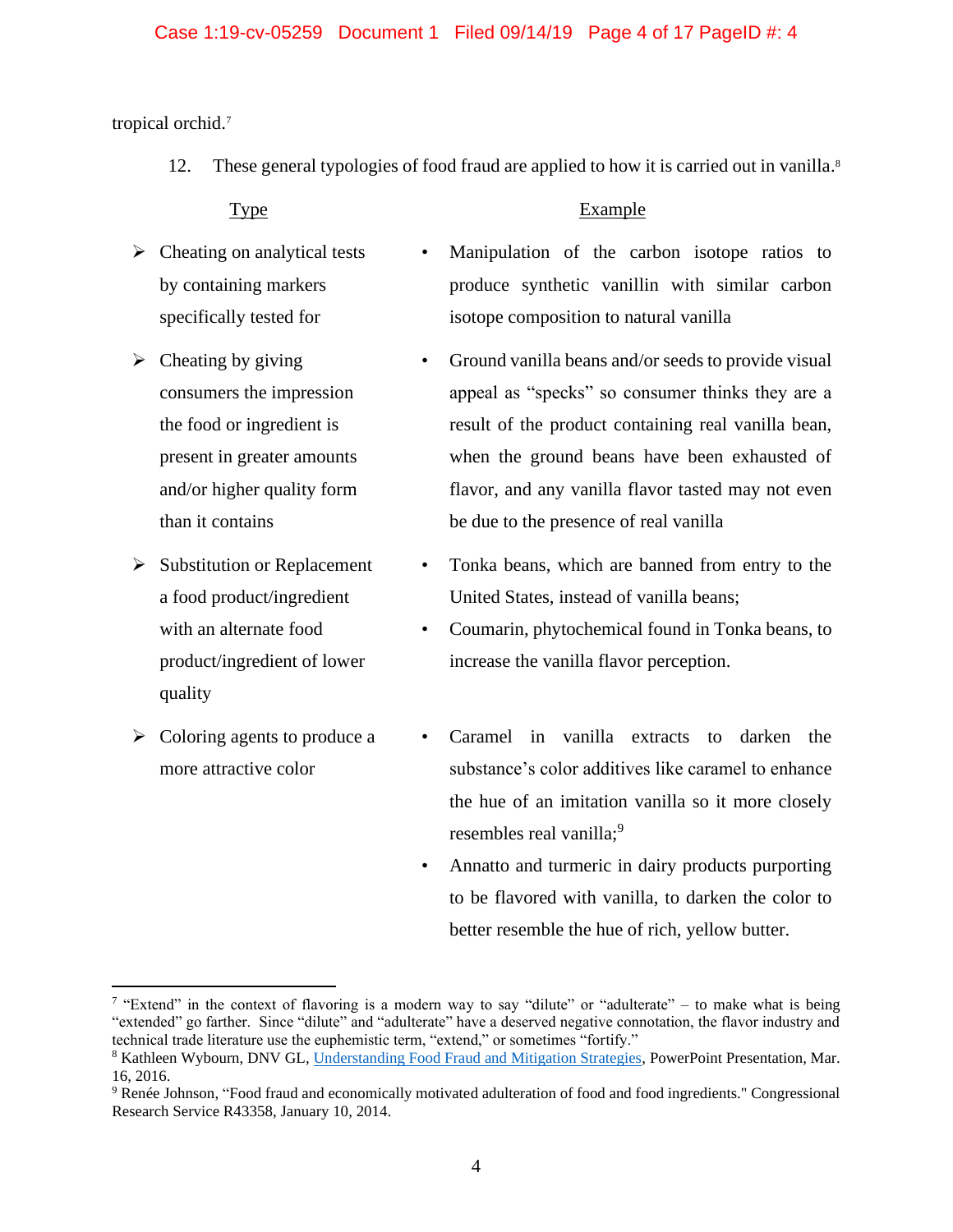tropical orchid.[7]

12. These general typologies of food fraud are applied to how it is carried out in vanilla.[8]

| Type | Example |
| --- | --- |
| ➢ Cheating on analytical tests by containing markers specifically tested for | • Manipulation of the carbon isotope ratios to produce synthetic vanillin with similar carbon isotope composition to natural vanilla |
| ➢ Cheating by giving consumers the impression the food or ingredient is present in greater amounts and/or higher quality form than it contains | • Ground vanilla beans and/or seeds to provide visual appeal as "specks" so consumer thinks they are a result of the product containing real vanilla bean, when the ground beans have been exhausted of flavor, and any vanilla flavor tasted may not even be due to the presence of real vanilla |
| ➢ Substitution or Replacement a food product/ingredient with an alternate food product/ingredient of lower quality | • Tonka beans, which are banned from entry to the United States, instead of vanilla beans; • Coumarin, phytochemical found in Tonka beans, to increase the vanilla flavor perception. |
| ➢ Coloring agents to produce a more attractive color | • Caramel in vanilla extracts to darken the substance's color additives like caramel to enhance the hue of an imitation vanilla so it more closely resembles real vanilla;[9] • Annatto and turmeric in dairy products purporting to be flavored with vanilla, to darken the color to better resemble the hue of rich, yellow butter. |

---

[7] "Extend" in the context of flavoring is a modern way to say "dilute" or "adulterate" – to make what is being "extended" go farther. Since "dilute" and "adulterate" have a deserved negative connotation, the flavor industry and technical trade literature use the euphemistic term, "extend," or sometimes "fortify."

[8] Kathleen Wybourn, DNV GL, Understanding Food Fraud and Mitigation Strategies, PowerPoint Presentation, Mar. 16, 2016.

[9] Renée Johnson, "Food fraud and economically motivated adulteration of food and food ingredients." Congressional Research Service R43358, January 10, 2014.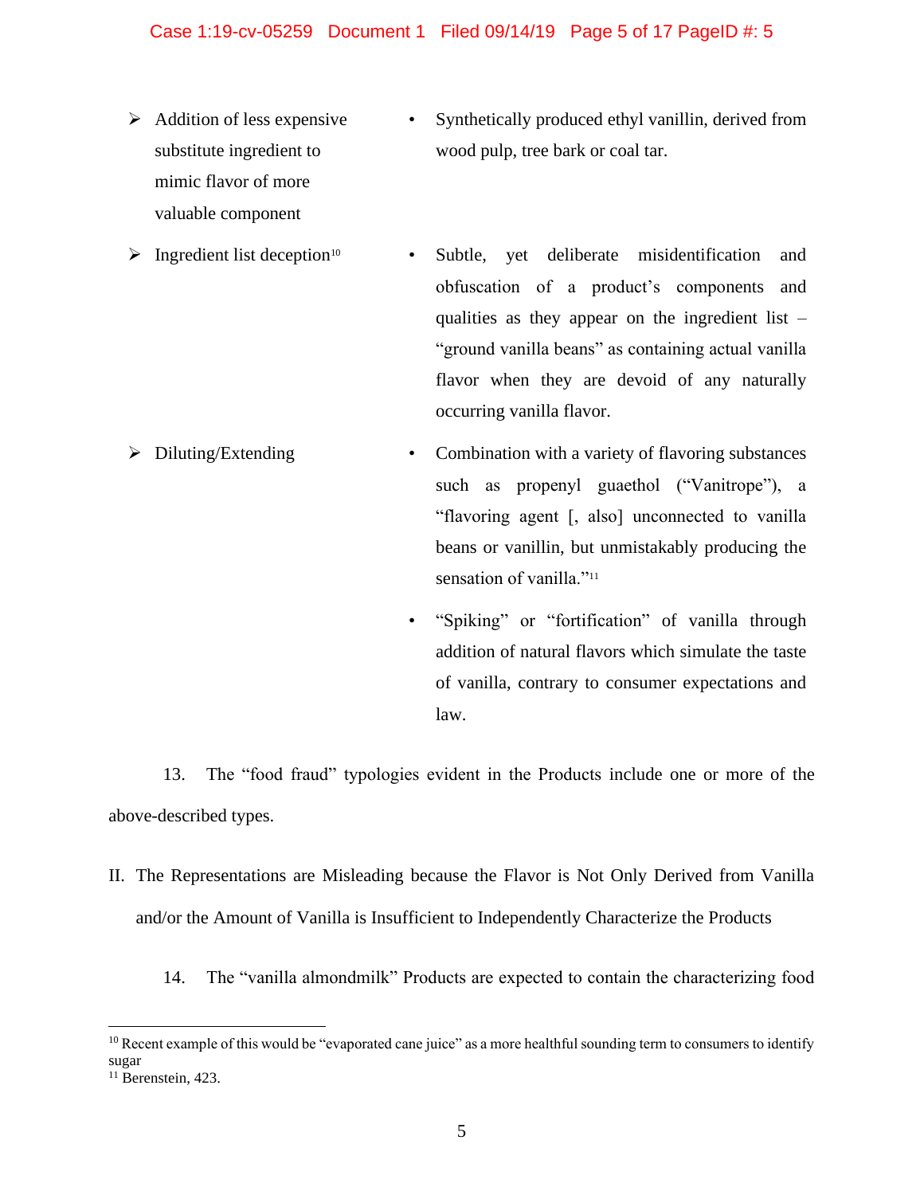- Addition of less expensive substitute ingredient to mimic flavor of more valuable component
  - Synthetically produced ethyl vanillin, derived from wood pulp, tree bark or coal tar.
- Ingredient list deception[10]
  - Subtle, yet deliberate misidentification and obfuscation of a product's components and qualities as they appear on the ingredient list – "ground vanilla beans" as containing actual vanilla flavor when they are devoid of any naturally occurring vanilla flavor.
- Diluting/Extending
  - Combination with a variety of flavoring substances such as propenyl guaethol ("Vanitrope"), a "flavoring agent [, also] unconnected to vanilla beans or vanillin, but unmistakably producing the sensation of vanilla."[11]
  - "Spiking" or "fortification" of vanilla through addition of natural flavors which simulate the taste of vanilla, contrary to consumer expectations and law.

13. The "food fraud" typologies evident in the Products include one or more of the above-described types.

## II. The Representations are Misleading because the Flavor is Not Only Derived from Vanilla and/or the Amount of Vanilla is Insufficient to Independently Characterize the Products

14. The "vanilla almondmilk" Products are expected to contain the characterizing food

---

[10] Recent example of this would be "evaporated cane juice" as a more healthful sounding term to consumers to identify sugar

[11] Berenstein, 423.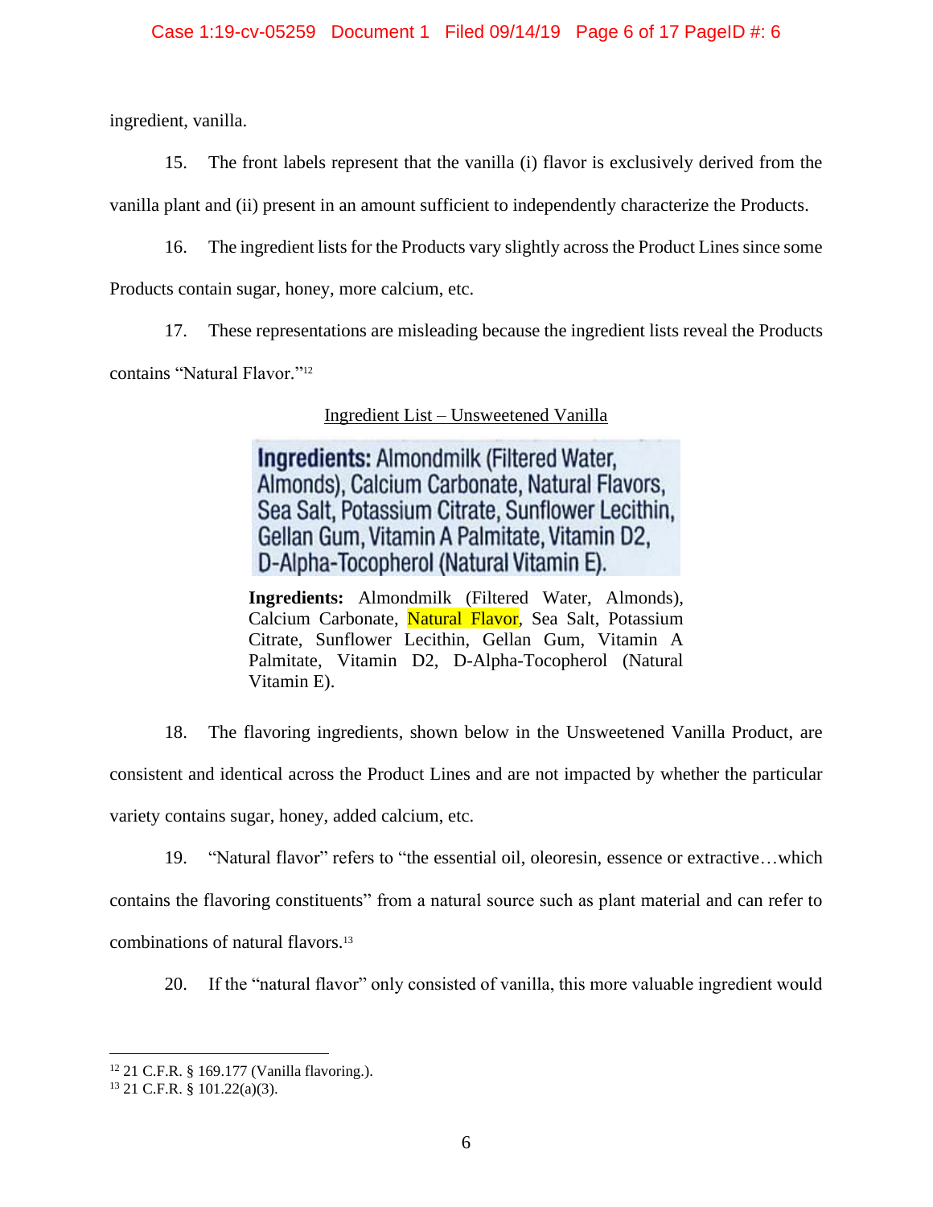ingredient, vanilla.

15. The front labels represent that the vanilla (i) flavor is exclusively derived from the vanilla plant and (ii) present in an amount sufficient to independently characterize the Products.

16. The ingredient lists for the Products vary slightly across the Product Lines since some Products contain sugar, honey, more calcium, etc.

17. These representations are misleading because the ingredient lists reveal the Products contains "Natural Flavor."[12]

Ingredient List – Unsweetened Vanilla

**Ingredients:** Almondmilk (Filtered Water, Almonds), Calcium Carbonate, Natural Flavors, Sea Salt, Potassium Citrate, Sunflower Lecithin, Gellan Gum, Vitamin A Palmitate, Vitamin D2, D-Alpha-Tocopherol (Natural Vitamin E).

**Ingredients:** Almondmilk (Filtered Water, Almonds), Calcium Carbonate, Natural Flavor, Sea Salt, Potassium Citrate, Sunflower Lecithin, Gellan Gum, Vitamin A Palmitate, Vitamin D2, D-Alpha-Tocopherol (Natural Vitamin E).

18. The flavoring ingredients, shown below in the Unsweetened Vanilla Product, are consistent and identical across the Product Lines and are not impacted by whether the particular variety contains sugar, honey, added calcium, etc.

19. "Natural flavor" refers to "the essential oil, oleoresin, essence or extractive…which contains the flavoring constituents" from a natural source such as plant material and can refer to combinations of natural flavors.[13]

20. If the "natural flavor" only consisted of vanilla, this more valuable ingredient would

---

[12] 21 C.F.R. § 169.177 (Vanilla flavoring.).

[13] 21 C.F.R. § 101.22(a)(3).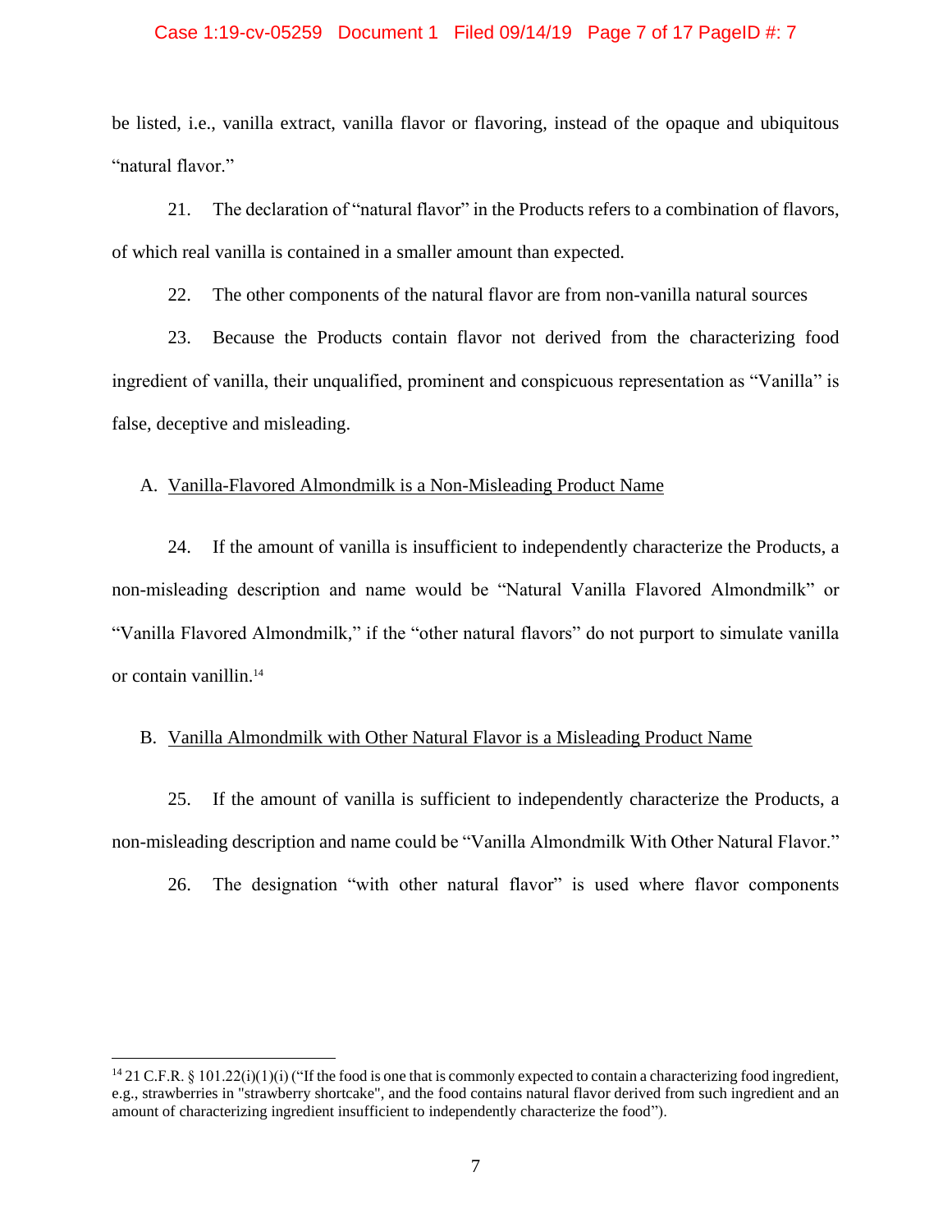be listed, i.e., vanilla extract, vanilla flavor or flavoring, instead of the opaque and ubiquitous "natural flavor."

21. The declaration of "natural flavor" in the Products refers to a combination of flavors, of which real vanilla is contained in a smaller amount than expected.

22. The other components of the natural flavor are from non-vanilla natural sources

23. Because the Products contain flavor not derived from the characterizing food ingredient of vanilla, their unqualified, prominent and conspicuous representation as "Vanilla" is false, deceptive and misleading.

A. Vanilla-Flavored Almondmilk is a Non-Misleading Product Name

24. If the amount of vanilla is insufficient to independently characterize the Products, a non-misleading description and name would be "Natural Vanilla Flavored Almondmilk" or "Vanilla Flavored Almondmilk," if the "other natural flavors" do not purport to simulate vanilla or contain vanillin.[14]

B. Vanilla Almondmilk with Other Natural Flavor is a Misleading Product Name

25. If the amount of vanilla is sufficient to independently characterize the Products, a non-misleading description and name could be "Vanilla Almondmilk With Other Natural Flavor."

26. The designation "with other natural flavor" is used where flavor components

---

[14] 21 C.F.R. § 101.22(i)(1)(i) ("If the food is one that is commonly expected to contain a characterizing food ingredient, e.g., strawberries in "strawberry shortcake", and the food contains natural flavor derived from such ingredient and an amount of characterizing ingredient insufficient to independently characterize the food").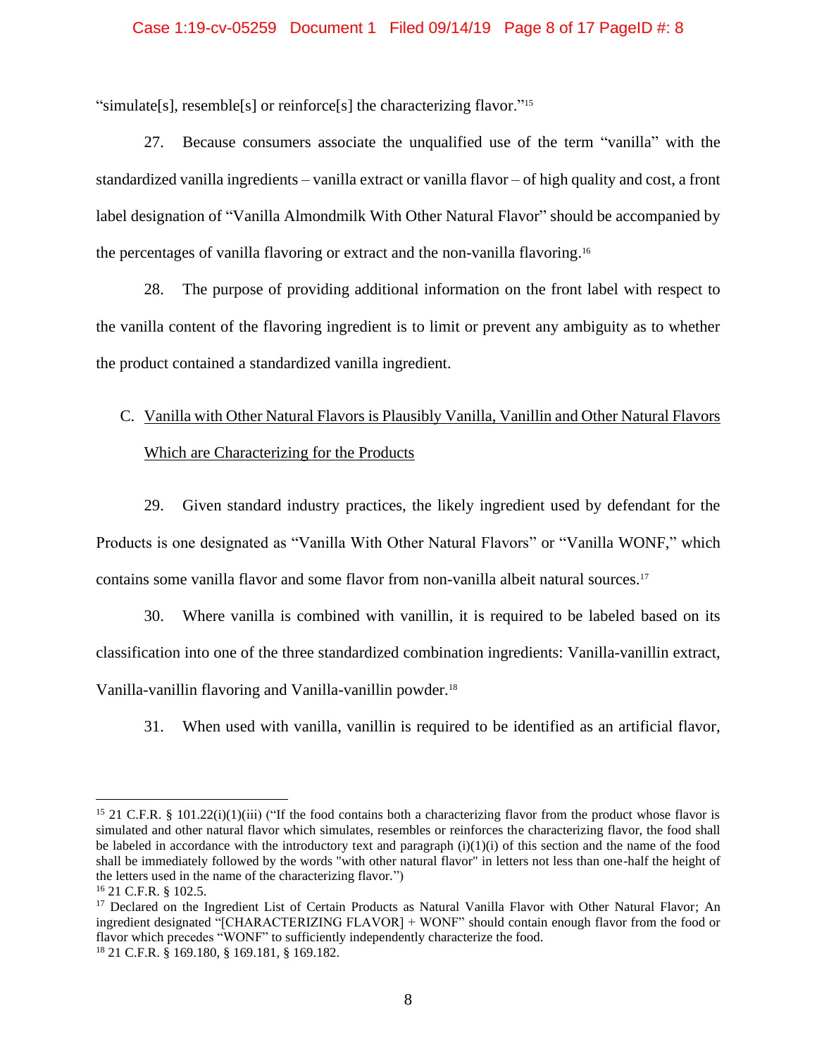"simulate[s], resemble[s] or reinforce[s] the characterizing flavor."[15]

27. Because consumers associate the unqualified use of the term "vanilla" with the standardized vanilla ingredients – vanilla extract or vanilla flavor – of high quality and cost, a front label designation of "Vanilla Almondmilk With Other Natural Flavor" should be accompanied by the percentages of vanilla flavoring or extract and the non-vanilla flavoring.[16]

28. The purpose of providing additional information on the front label with respect to the vanilla content of the flavoring ingredient is to limit or prevent any ambiguity as to whether the product contained a standardized vanilla ingredient.

C. Vanilla with Other Natural Flavors is Plausibly Vanilla, Vanillin and Other Natural Flavors Which are Characterizing for the Products

29. Given standard industry practices, the likely ingredient used by defendant for the Products is one designated as "Vanilla With Other Natural Flavors" or "Vanilla WONF," which contains some vanilla flavor and some flavor from non-vanilla albeit natural sources.[17]

30. Where vanilla is combined with vanillin, it is required to be labeled based on its classification into one of the three standardized combination ingredients: Vanilla-vanillin extract, Vanilla-vanillin flavoring and Vanilla-vanillin powder.[18]

31. When used with vanilla, vanillin is required to be identified as an artificial flavor,

---

[15] 21 C.F.R. § 101.22(i)(1)(iii) ("If the food contains both a characterizing flavor from the product whose flavor is simulated and other natural flavor which simulates, resembles or reinforces the characterizing flavor, the food shall be labeled in accordance with the introductory text and paragraph (i)(1)(i) of this section and the name of the food shall be immediately followed by the words "with other natural flavor" in letters not less than one-half the height of the letters used in the name of the characterizing flavor.")

[16] 21 C.F.R. § 102.5.

[17] Declared on the Ingredient List of Certain Products as Natural Vanilla Flavor with Other Natural Flavor; An ingredient designated "[CHARACTERIZING FLAVOR] + WONF" should contain enough flavor from the food or flavor which precedes "WONF" to sufficiently independently characterize the food.

[18] 21 C.F.R. § 169.180, § 169.181, § 169.182.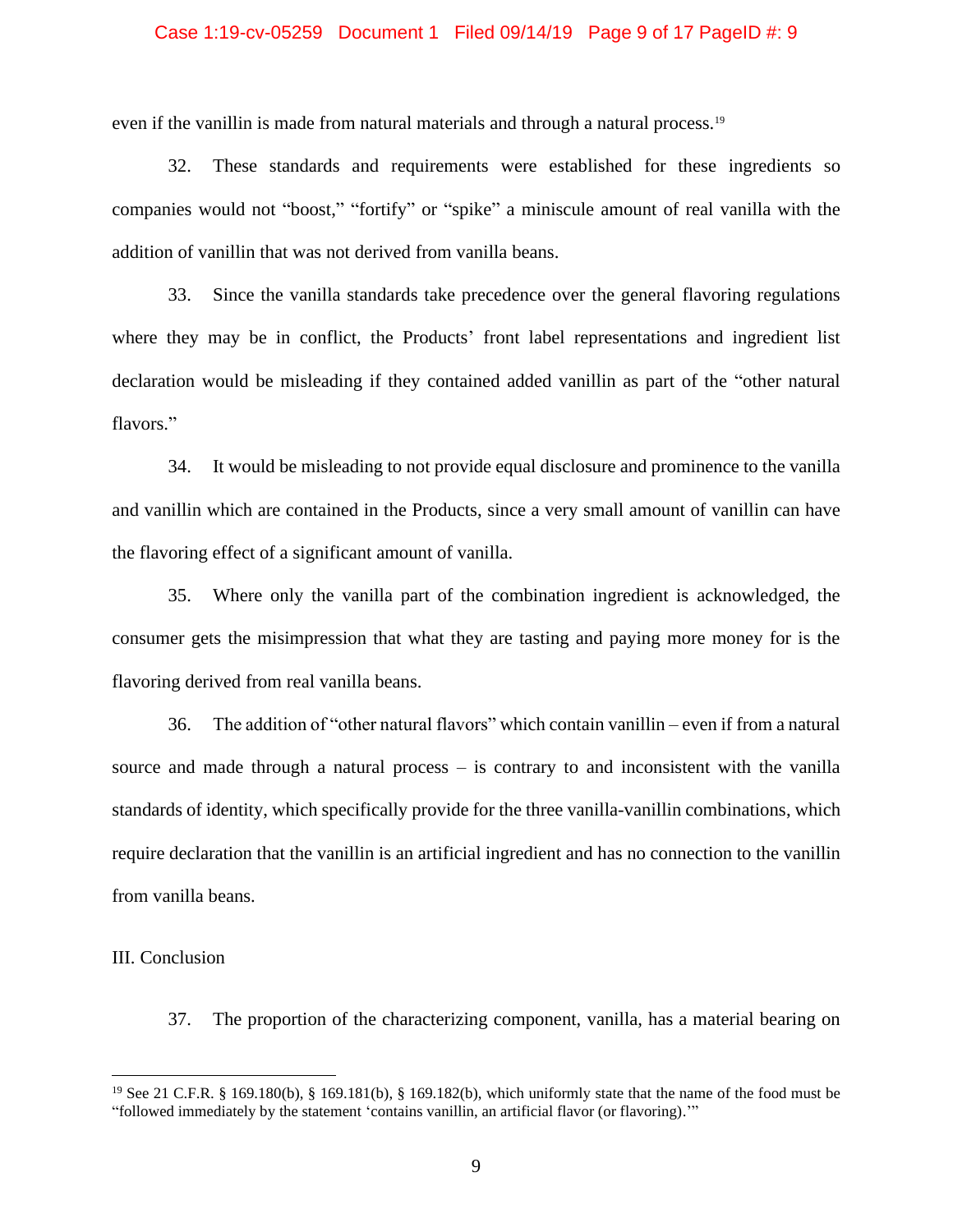even if the vanillin is made from natural materials and through a natural process.[19]

32. These standards and requirements were established for these ingredients so companies would not "boost," "fortify" or "spike" a miniscule amount of real vanilla with the addition of vanillin that was not derived from vanilla beans.

33. Since the vanilla standards take precedence over the general flavoring regulations where they may be in conflict, the Products' front label representations and ingredient list declaration would be misleading if they contained added vanillin as part of the "other natural flavors."

34. It would be misleading to not provide equal disclosure and prominence to the vanilla and vanillin which are contained in the Products, since a very small amount of vanillin can have the flavoring effect of a significant amount of vanilla.

35. Where only the vanilla part of the combination ingredient is acknowledged, the consumer gets the misimpression that what they are tasting and paying more money for is the flavoring derived from real vanilla beans.

36. The addition of "other natural flavors" which contain vanillin – even if from a natural source and made through a natural process – is contrary to and inconsistent with the vanilla standards of identity, which specifically provide for the three vanilla-vanillin combinations, which require declaration that the vanillin is an artificial ingredient and has no connection to the vanillin from vanilla beans.

III. Conclusion

37. The proportion of the characterizing component, vanilla, has a material bearing on

[19] See 21 C.F.R. § 169.180(b), § 169.181(b), § 169.182(b), which uniformly state that the name of the food must be "followed immediately by the statement 'contains vanillin, an artificial flavor (or flavoring).'"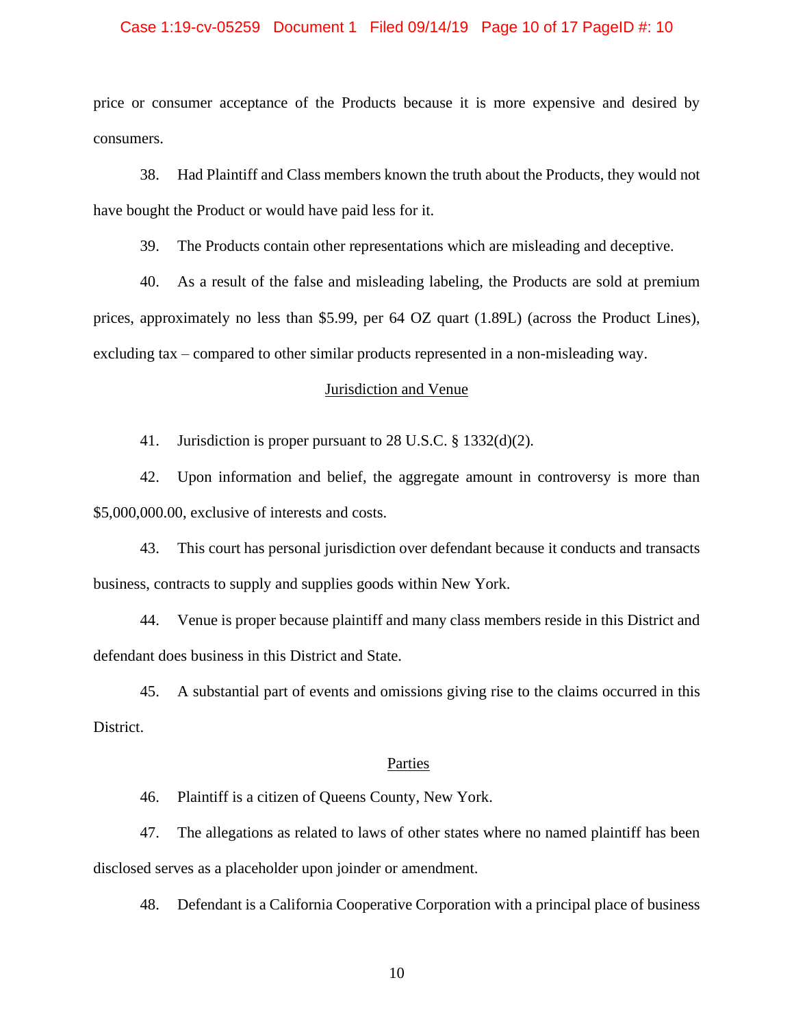price or consumer acceptance of the Products because it is more expensive and desired by consumers.

38. Had Plaintiff and Class members known the truth about the Products, they would not have bought the Product or would have paid less for it.

39. The Products contain other representations which are misleading and deceptive.

40. As a result of the false and misleading labeling, the Products are sold at premium prices, approximately no less than $5.99, per 64 OZ quart (1.89L) (across the Product Lines), excluding tax – compared to other similar products represented in a non-misleading way.

## Jurisdiction and Venue

41. Jurisdiction is proper pursuant to 28 U.S.C. § 1332(d)(2).

42. Upon information and belief, the aggregate amount in controversy is more than $5,000,000.00, exclusive of interests and costs.

43. This court has personal jurisdiction over defendant because it conducts and transacts business, contracts to supply and supplies goods within New York.

44. Venue is proper because plaintiff and many class members reside in this District and defendant does business in this District and State.

45. A substantial part of events and omissions giving rise to the claims occurred in this District.

## Parties

46. Plaintiff is a citizen of Queens County, New York.

47. The allegations as related to laws of other states where no named plaintiff has been disclosed serves as a placeholder upon joinder or amendment.

48. Defendant is a California Cooperative Corporation with a principal place of business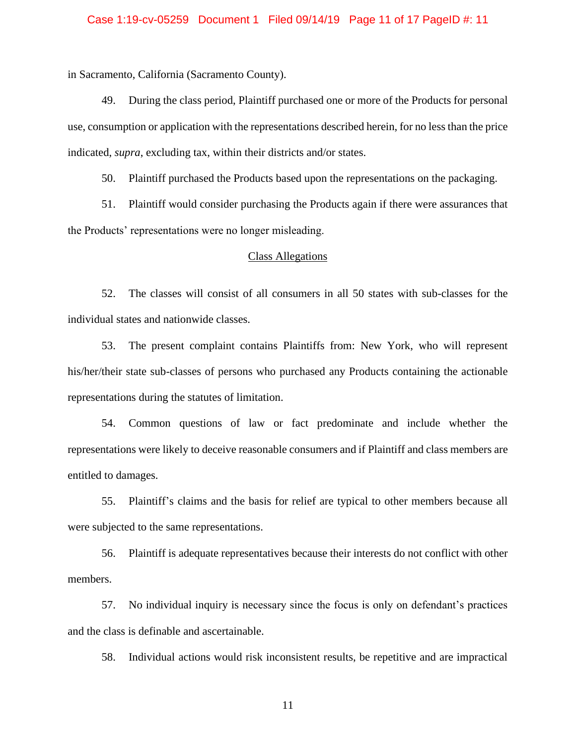in Sacramento, California (Sacramento County).

49. During the class period, Plaintiff purchased one or more of the Products for personal use, consumption or application with the representations described herein, for no less than the price indicated, *supra*, excluding tax, within their districts and/or states.

50. Plaintiff purchased the Products based upon the representations on the packaging.

51. Plaintiff would consider purchasing the Products again if there were assurances that the Products' representations were no longer misleading.

<u>Class Allegations</u>

52. The classes will consist of all consumers in all 50 states with sub-classes for the individual states and nationwide classes.

53. The present complaint contains Plaintiffs from: New York, who will represent his/her/their state sub-classes of persons who purchased any Products containing the actionable representations during the statutes of limitation.

54. Common questions of law or fact predominate and include whether the representations were likely to deceive reasonable consumers and if Plaintiff and class members are entitled to damages.

55. Plaintiff's claims and the basis for relief are typical to other members because all were subjected to the same representations.

56. Plaintiff is adequate representatives because their interests do not conflict with other members.

57. No individual inquiry is necessary since the focus is only on defendant's practices and the class is definable and ascertainable.

58. Individual actions would risk inconsistent results, be repetitive and are impractical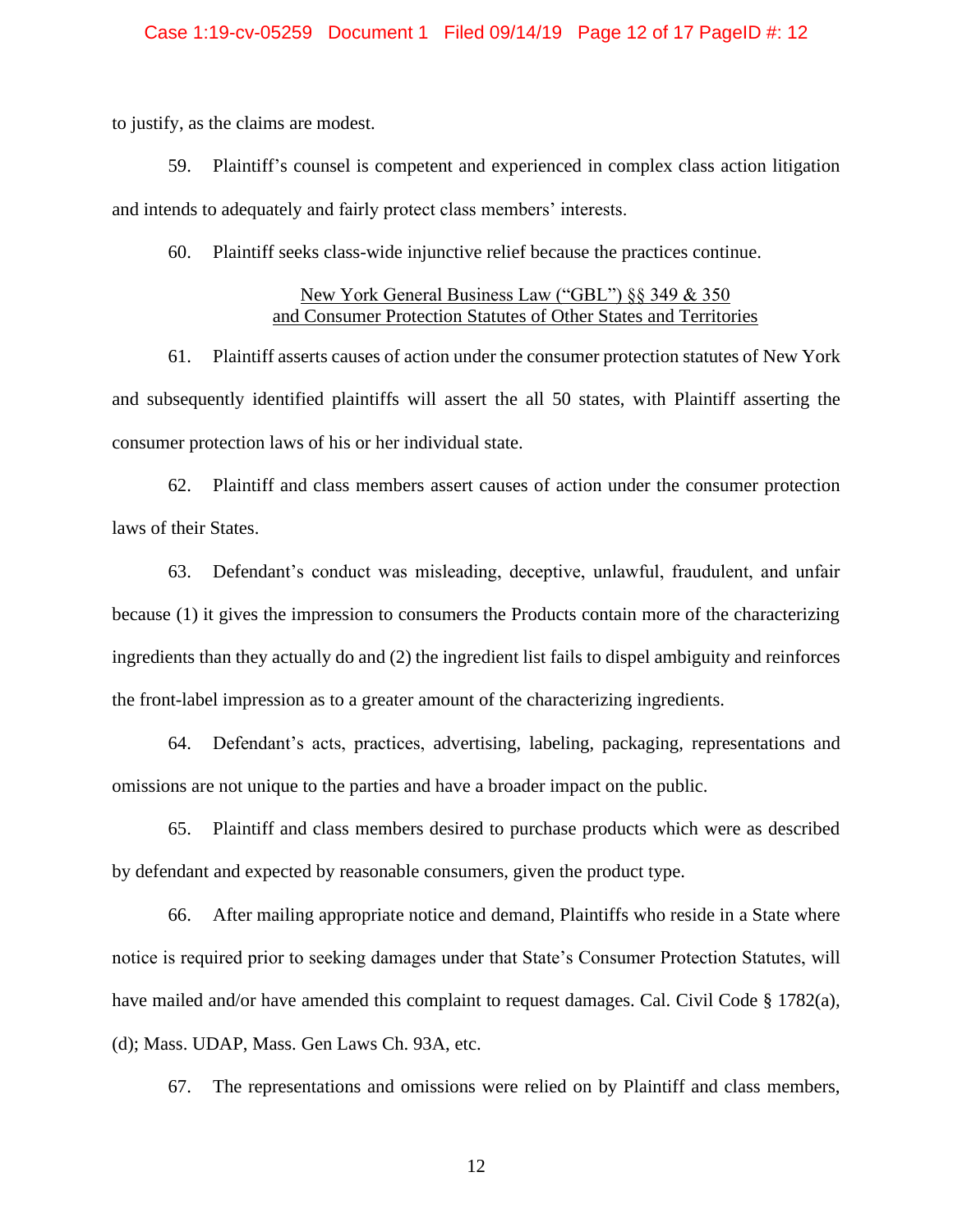to justify, as the claims are modest.

59. Plaintiff's counsel is competent and experienced in complex class action litigation and intends to adequately and fairly protect class members' interests.

60. Plaintiff seeks class-wide injunctive relief because the practices continue.

<u>New York General Business Law ("GBL") §§ 349 & 350</u>
<u>and Consumer Protection Statutes of Other States and Territories</u>

61. Plaintiff asserts causes of action under the consumer protection statutes of New York and subsequently identified plaintiffs will assert the all 50 states, with Plaintiff asserting the consumer protection laws of his or her individual state.

62. Plaintiff and class members assert causes of action under the consumer protection laws of their States.

63. Defendant's conduct was misleading, deceptive, unlawful, fraudulent, and unfair because (1) it gives the impression to consumers the Products contain more of the characterizing ingredients than they actually do and (2) the ingredient list fails to dispel ambiguity and reinforces the front-label impression as to a greater amount of the characterizing ingredients.

64. Defendant's acts, practices, advertising, labeling, packaging, representations and omissions are not unique to the parties and have a broader impact on the public.

65. Plaintiff and class members desired to purchase products which were as described by defendant and expected by reasonable consumers, given the product type.

66. After mailing appropriate notice and demand, Plaintiffs who reside in a State where notice is required prior to seeking damages under that State's Consumer Protection Statutes, will have mailed and/or have amended this complaint to request damages. Cal. Civil Code § 1782(a), (d); Mass. UDAP, Mass. Gen Laws Ch. 93A, etc.

67. The representations and omissions were relied on by Plaintiff and class members,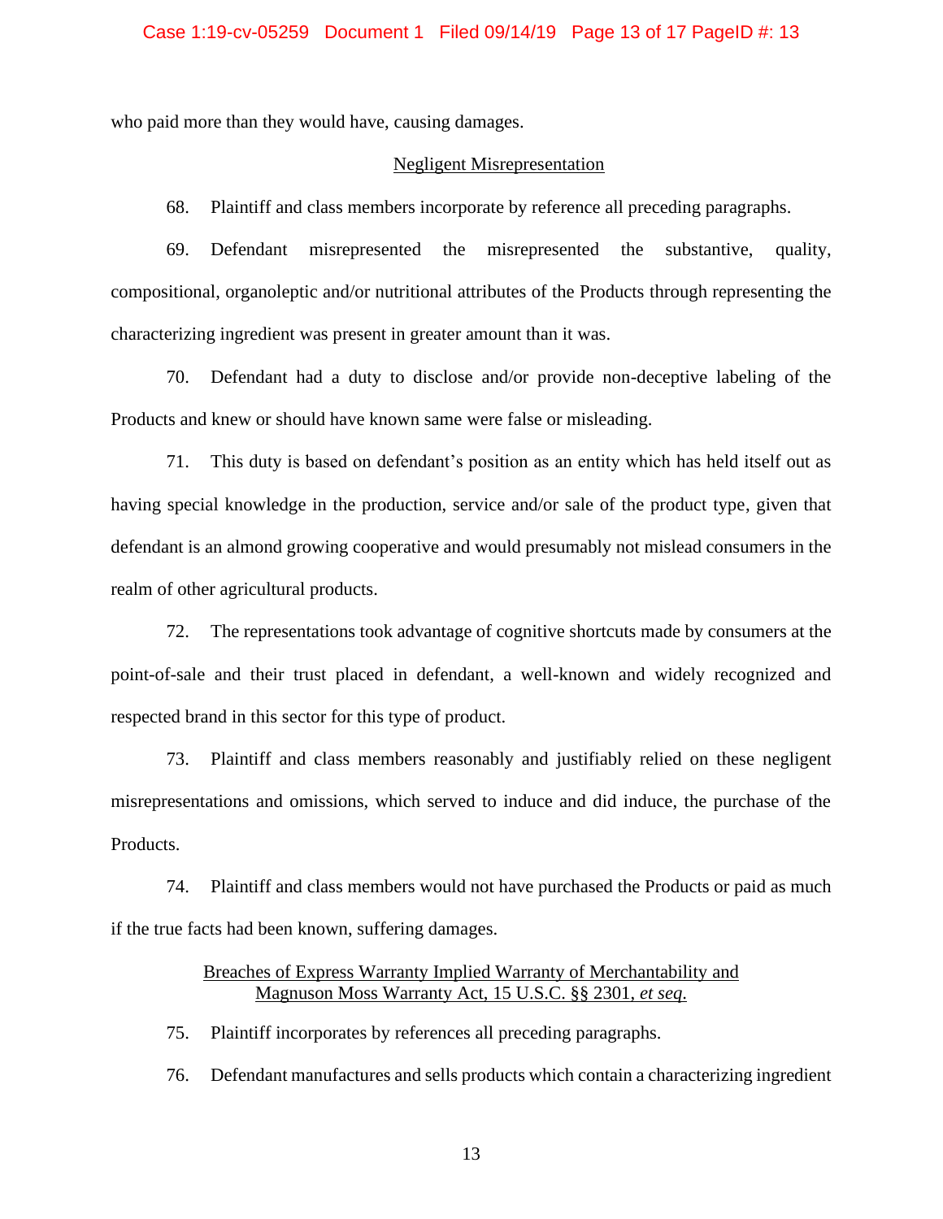who paid more than they would have, causing damages.

<u>Negligent Misrepresentation</u>

68. Plaintiff and class members incorporate by reference all preceding paragraphs.

69. Defendant misrepresented the misrepresented the substantive, quality, compositional, organoleptic and/or nutritional attributes of the Products through representing the characterizing ingredient was present in greater amount than it was.

70. Defendant had a duty to disclose and/or provide non-deceptive labeling of the Products and knew or should have known same were false or misleading.

71. This duty is based on defendant's position as an entity which has held itself out as having special knowledge in the production, service and/or sale of the product type, given that defendant is an almond growing cooperative and would presumably not mislead consumers in the realm of other agricultural products.

72. The representations took advantage of cognitive shortcuts made by consumers at the point-of-sale and their trust placed in defendant, a well-known and widely recognized and respected brand in this sector for this type of product.

73. Plaintiff and class members reasonably and justifiably relied on these negligent misrepresentations and omissions, which served to induce and did induce, the purchase of the Products.

74. Plaintiff and class members would not have purchased the Products or paid as much if the true facts had been known, suffering damages.

<u>Breaches of Express Warranty Implied Warranty of Merchantability and Magnuson Moss Warranty Act, 15 U.S.C. §§ 2301, *et seq.*</u>

75. Plaintiff incorporates by references all preceding paragraphs.

76. Defendant manufactures and sells products which contain a characterizing ingredient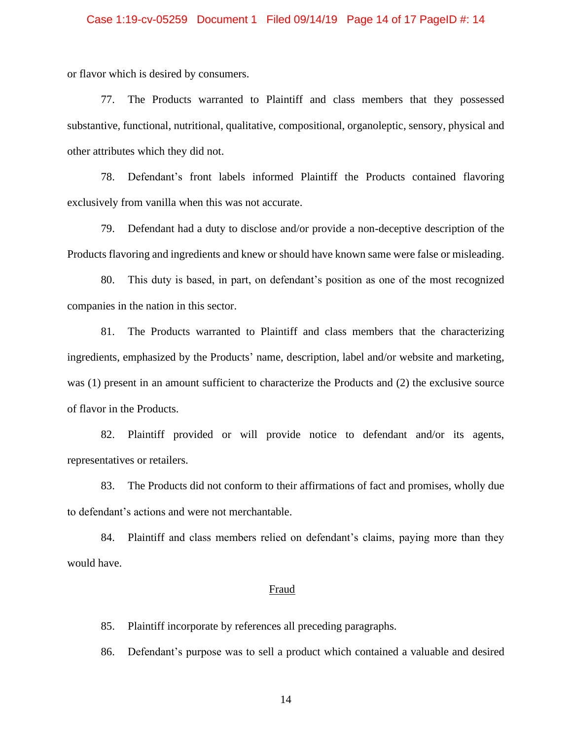or flavor which is desired by consumers.

77. The Products warranted to Plaintiff and class members that they possessed substantive, functional, nutritional, qualitative, compositional, organoleptic, sensory, physical and other attributes which they did not.

78. Defendant's front labels informed Plaintiff the Products contained flavoring exclusively from vanilla when this was not accurate.

79. Defendant had a duty to disclose and/or provide a non-deceptive description of the Products flavoring and ingredients and knew or should have known same were false or misleading.

80. This duty is based, in part, on defendant's position as one of the most recognized companies in the nation in this sector.

81. The Products warranted to Plaintiff and class members that the characterizing ingredients, emphasized by the Products' name, description, label and/or website and marketing, was (1) present in an amount sufficient to characterize the Products and (2) the exclusive source of flavor in the Products.

82. Plaintiff provided or will provide notice to defendant and/or its agents, representatives or retailers.

83. The Products did not conform to their affirmations of fact and promises, wholly due to defendant's actions and were not merchantable.

84. Plaintiff and class members relied on defendant's claims, paying more than they would have.

<u>Fraud</u>

85. Plaintiff incorporate by references all preceding paragraphs.

86. Defendant's purpose was to sell a product which contained a valuable and desired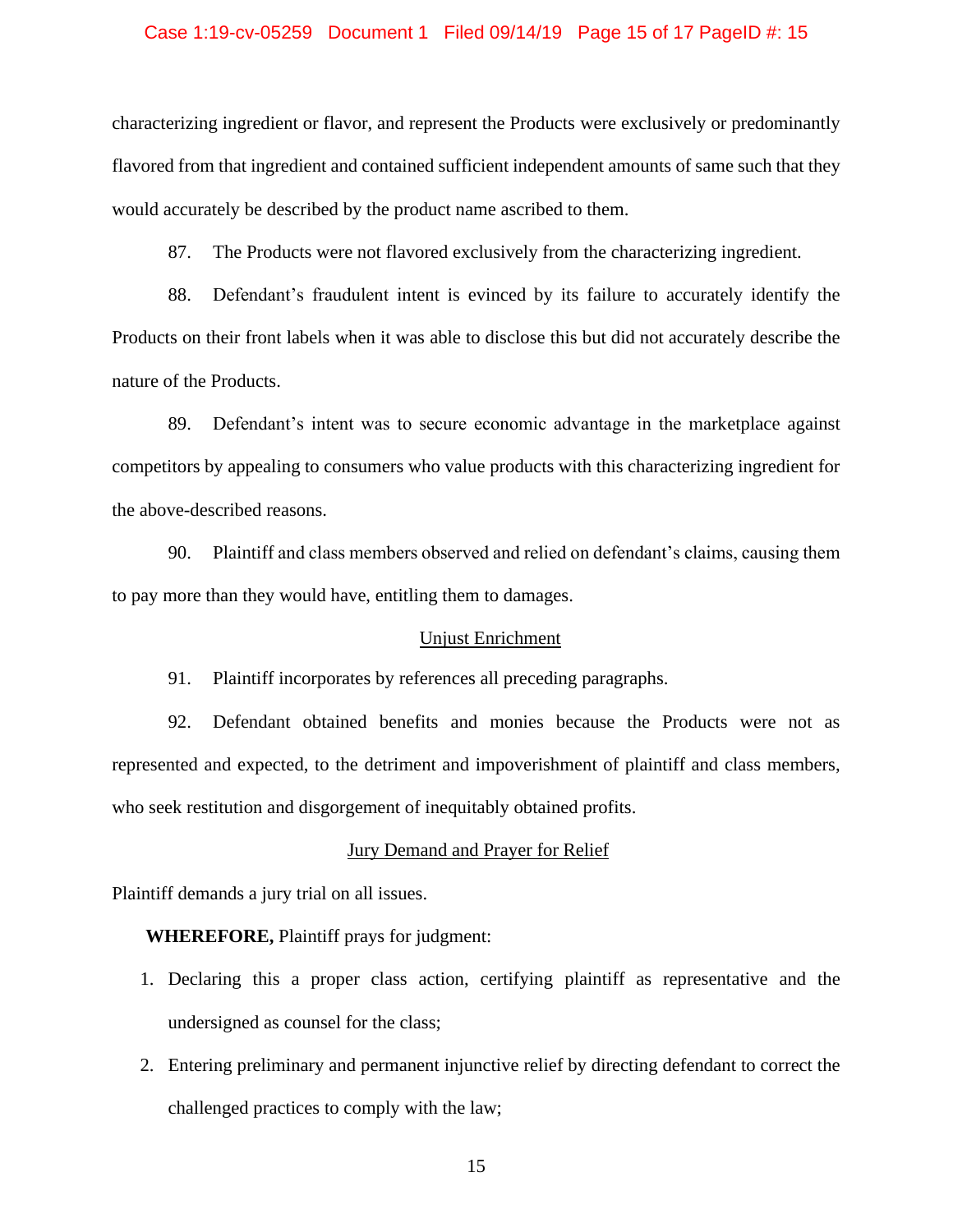characterizing ingredient or flavor, and represent the Products were exclusively or predominantly flavored from that ingredient and contained sufficient independent amounts of same such that they would accurately be described by the product name ascribed to them.

87. The Products were not flavored exclusively from the characterizing ingredient.

88. Defendant's fraudulent intent is evinced by its failure to accurately identify the Products on their front labels when it was able to disclose this but did not accurately describe the nature of the Products.

89. Defendant's intent was to secure economic advantage in the marketplace against competitors by appealing to consumers who value products with this characterizing ingredient for the above-described reasons.

90. Plaintiff and class members observed and relied on defendant's claims, causing them to pay more than they would have, entitling them to damages.

<u>Unjust Enrichment</u>

91. Plaintiff incorporates by references all preceding paragraphs.

92. Defendant obtained benefits and monies because the Products were not as represented and expected, to the detriment and impoverishment of plaintiff and class members, who seek restitution and disgorgement of inequitably obtained profits.

<u>Jury Demand and Prayer for Relief</u>

Plaintiff demands a jury trial on all issues.

**WHEREFORE,** Plaintiff prays for judgment:

1. Declaring this a proper class action, certifying plaintiff as representative and the undersigned as counsel for the class;
2. Entering preliminary and permanent injunctive relief by directing defendant to correct the challenged practices to comply with the law;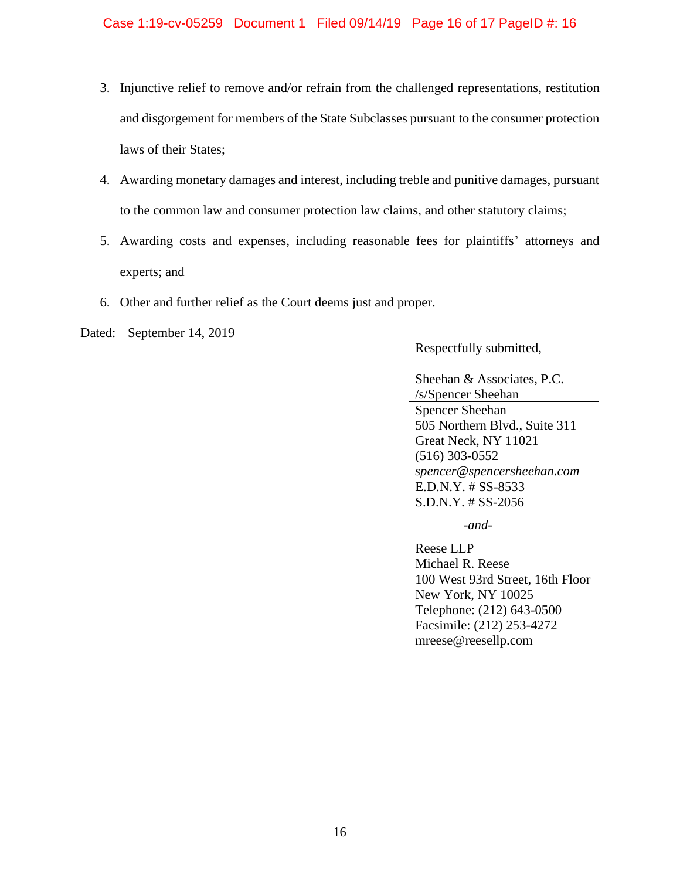3. Injunctive relief to remove and/or refrain from the challenged representations, restitution and disgorgement for members of the State Subclasses pursuant to the consumer protection laws of their States;
4. Awarding monetary damages and interest, including treble and punitive damages, pursuant to the common law and consumer protection law claims, and other statutory claims;
5. Awarding costs and expenses, including reasonable fees for plaintiffs' attorneys and experts; and
6. Other and further relief as the Court deems just and proper.

Dated: September 14, 2019

Respectfully submitted,

Sheehan & Associates, P.C.
/s/Spencer Sheehan
Spencer Sheehan
505 Northern Blvd., Suite 311
Great Neck, NY 11021
(516) 303-0552
*spencer@spencersheehan.com*
E.D.N.Y. # SS-8533
S.D.N.Y. # SS-2056

*-and-*

Reese LLP
Michael R. Reese
100 West 93rd Street, 16th Floor
New York, NY 10025
Telephone: (212) 643-0500
Facsimile: (212) 253-4272
mreese@reesellp.com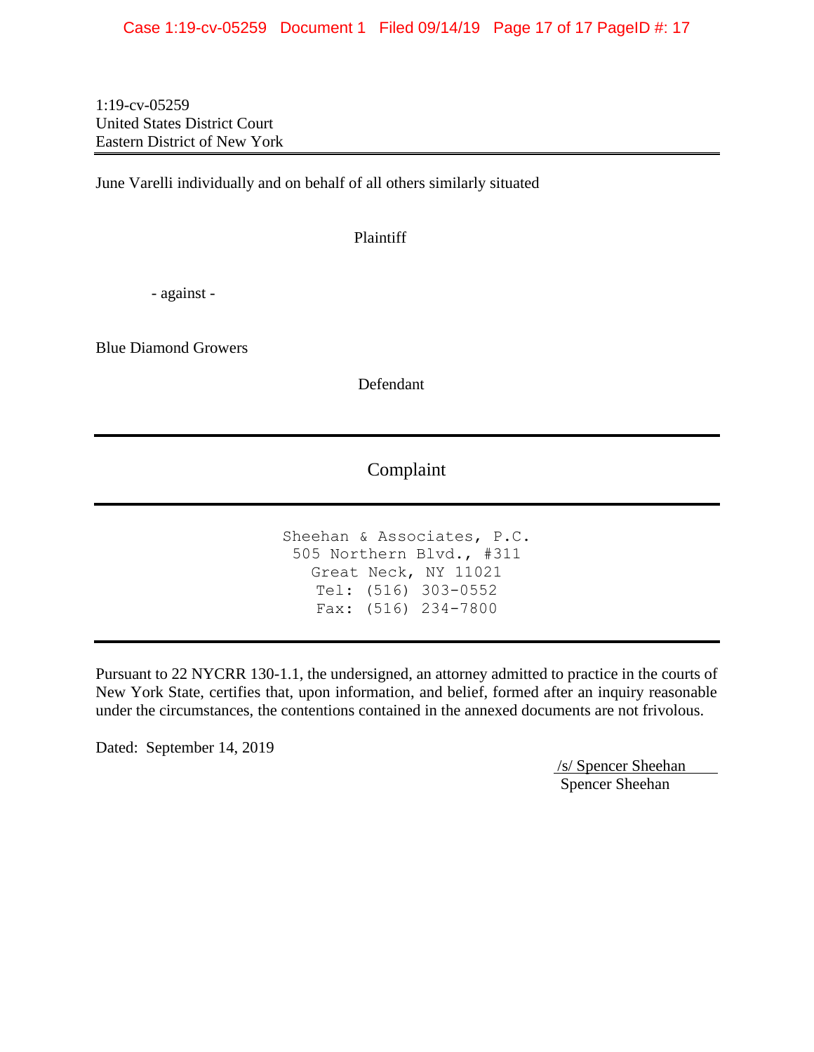1:19-cv-05259
United States District Court
Eastern District of New York

---

June Varelli individually and on behalf of all others similarly situated

Plaintiff

- against -

Blue Diamond Growers

Defendant

---

# Complaint

---

Sheehan & Associates, P.C.
505 Northern Blvd., #311
Great Neck, NY 11021
Tel: (516) 303-0552
Fax: (516) 234-7800

---

Pursuant to 22 NYCRR 130-1.1, the undersigned, an attorney admitted to practice in the courts of New York State, certifies that, upon information, and belief, formed after an inquiry reasonable under the circumstances, the contentions contained in the annexed documents are not frivolous.

Dated: September 14, 2019

/s/ Spencer Sheehan
Spencer Sheehan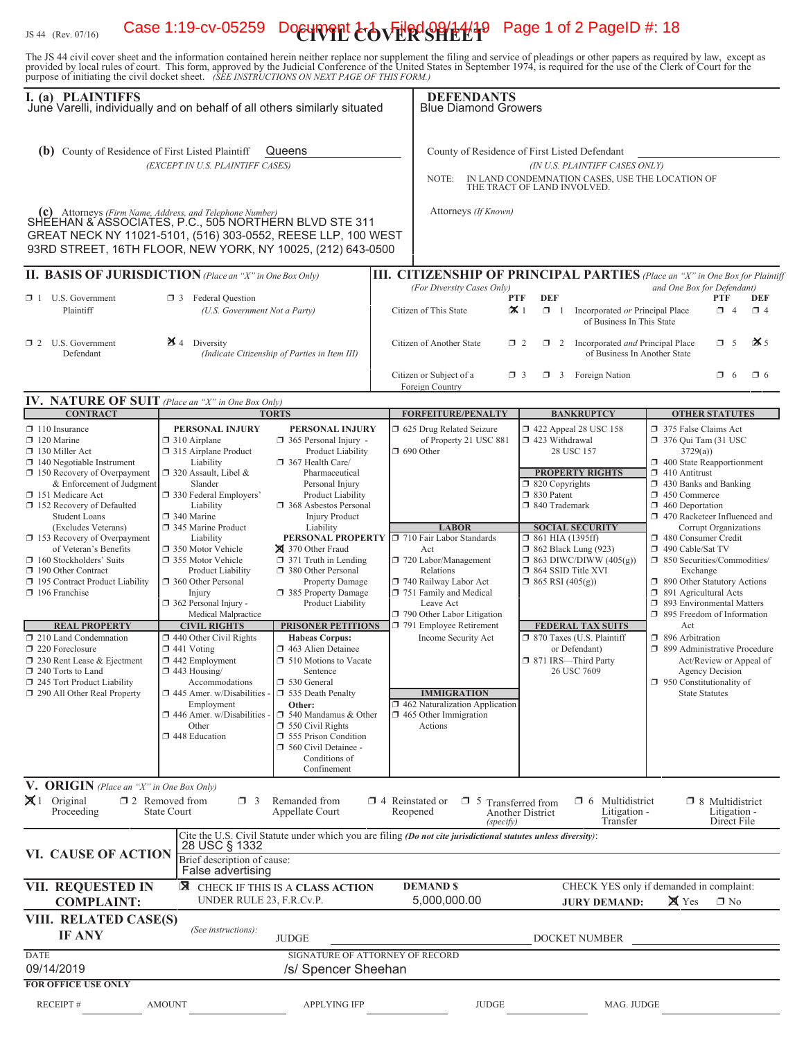JS 44 (Rev. 07/16)

# CIVIL COVER SHEET

The JS 44 civil cover sheet and the information contained herein neither replace nor supplement the filing and service of pleadings or other papers as required by law, except as provided by local rules of court. This form, approved by the Judicial Conference of the United States in September 1974, is required for the use of the Clerk of Court for the purpose of initiating the civil docket sheet. *(SEE INSTRUCTIONS ON NEXT PAGE OF THIS FORM.)*

## I. (a) PLAINTIFFS

June Varelli, individually and on behalf of all others similarly situated

**(b)** County of Residence of First Listed Plaintiff: Queens
*(EXCEPT IN U.S. PLAINTIFF CASES)*

**(c)** Attorneys *(Firm Name, Address, and Telephone Number)*
SHEEHAN & ASSOCIATES, P.C., 505 NORTHERN BLVD STE 311 GREAT NECK NY 11021-5101, (516) 303-0552, REESE LLP, 100 WEST 93RD STREET, 16TH FLOOR, NEW YORK, NY 10025, (212) 643-0500

## DEFENDANTS

Blue Diamond Growers

County of Residence of First Listed Defendant:
*(IN U.S. PLAINTIFF CASES ONLY)*

NOTE: IN LAND CONDEMNATION CASES, USE THE LOCATION OF THE TRACT OF LAND INVOLVED.

Attorneys *(If Known)*

## II. BASIS OF JURISDICTION *(Place an "X" in One Box Only)*

- ☐ 1 U.S. Government Plaintiff
- ☐ 3 Federal Question *(U.S. Government Not a Party)*
- ☐ 2 U.S. Government Defendant
- ☒ 4 Diversity *(Indicate Citizenship of Parties in Item III)*

## III. CITIZENSHIP OF PRINCIPAL PARTIES *(Place an "X" in One Box for Plaintiff and One Box for Defendant)* *(For Diversity Cases Only)*

| | PTF | DEF | | PTF | DEF |
|---|---|---|---|---|---|
| Citizen of This State | ☒ 1 | ☐ 1 | Incorporated *or* Principal Place of Business In This State | ☐ 4 | ☐ 4 |
| Citizen of Another State | ☐ 2 | ☐ 2 | Incorporated *and* Principal Place of Business In Another State | ☐ 5 | ☒ 5 |
| Citizen or Subject of a Foreign Country | ☐ 3 | ☐ 3 | Foreign Nation | ☐ 6 | ☐ 6 |

## IV. NATURE OF SUIT *(Place an "X" in One Box Only)*

**CONTRACT**
- ☐ 110 Insurance
- ☐ 120 Marine
- ☐ 130 Miller Act
- ☐ 140 Negotiable Instrument
- ☐ 150 Recovery of Overpayment & Enforcement of Judgment
- ☐ 151 Medicare Act
- ☐ 152 Recovery of Defaulted Student Loans (Excludes Veterans)
- ☐ 153 Recovery of Overpayment of Veteran's Benefits
- ☐ 160 Stockholders' Suits
- ☐ 190 Other Contract
- ☐ 195 Contract Product Liability
- ☐ 196 Franchise

**REAL PROPERTY**
- ☐ 210 Land Condemnation
- ☐ 220 Foreclosure
- ☐ 230 Rent Lease & Ejectment
- ☐ 240 Torts to Land
- ☐ 245 Tort Product Liability
- ☐ 290 All Other Real Property

**TORTS**

PERSONAL INJURY
- ☐ 310 Airplane
- ☐ 315 Airplane Product Liability
- ☐ 320 Assault, Libel & Slander
- ☐ 330 Federal Employers' Liability
- ☐ 340 Marine
- ☐ 345 Marine Product Liability
- ☐ 350 Motor Vehicle
- ☐ 355 Motor Vehicle Product Liability
- ☐ 360 Other Personal Injury
- ☐ 362 Personal Injury - Medical Malpractice

PERSONAL INJURY
- ☐ 365 Personal Injury - Product Liability
- ☐ 367 Health Care/ Pharmaceutical Personal Injury Product Liability
- ☐ 368 Asbestos Personal Injury Product Liability

PERSONAL PROPERTY
- ☒ 370 Other Fraud
- ☐ 371 Truth in Lending
- ☐ 380 Other Personal Property Damage
- ☐ 385 Property Damage Product Liability

**CIVIL RIGHTS**
- ☐ 440 Other Civil Rights
- ☐ 441 Voting
- ☐ 442 Employment
- ☐ 443 Housing/ Accommodations
- ☐ 445 Amer. w/Disabilities - Employment
- ☐ 446 Amer. w/Disabilities - Other
- ☐ 448 Education

**PRISONER PETITIONS**

Habeas Corpus:
- ☐ 463 Alien Detainee
- ☐ 510 Motions to Vacate Sentence
- ☐ 530 General
- ☐ 535 Death Penalty

Other:
- ☐ 540 Mandamus & Other
- ☐ 550 Civil Rights
- ☐ 555 Prison Condition
- ☐ 560 Civil Detainee - Conditions of Confinement

**FORFEITURE/PENALTY**
- ☐ 625 Drug Related Seizure of Property 21 USC 881
- ☐ 690 Other

**LABOR**
- ☐ 710 Fair Labor Standards Act
- ☐ 720 Labor/Management Relations
- ☐ 740 Railway Labor Act
- ☐ 751 Family and Medical Leave Act
- ☐ 790 Other Labor Litigation
- ☐ 791 Employee Retirement Income Security Act

**IMMIGRATION**
- ☐ 462 Naturalization Application
- ☐ 465 Other Immigration Actions

**BANKRUPTCY**
- ☐ 422 Appeal 28 USC 158
- ☐ 423 Withdrawal 28 USC 157

**PROPERTY RIGHTS**
- ☐ 820 Copyrights
- ☐ 830 Patent
- ☐ 840 Trademark

**SOCIAL SECURITY**
- ☐ 861 HIA (1395ff)
- ☐ 862 Black Lung (923)
- ☐ 863 DIWC/DIWW (405(g))
- ☐ 864 SSID Title XVI
- ☐ 865 RSI (405(g))

**FEDERAL TAX SUITS**
- ☐ 870 Taxes (U.S. Plaintiff or Defendant)
- ☐ 871 IRS—Third Party 26 USC 7609

**OTHER STATUTES**
- ☐ 375 False Claims Act
- ☐ 376 Qui Tam (31 USC 3729(a))
- ☐ 400 State Reapportionment
- ☐ 410 Antitrust
- ☐ 430 Banks and Banking
- ☐ 450 Commerce
- ☐ 460 Deportation
- ☐ 470 Racketeer Influenced and Corrupt Organizations
- ☐ 480 Consumer Credit
- ☐ 490 Cable/Sat TV
- ☐ 850 Securities/Commodities/ Exchange
- ☐ 890 Other Statutory Actions
- ☐ 891 Agricultural Acts
- ☐ 893 Environmental Matters
- ☐ 895 Freedom of Information Act
- ☐ 896 Arbitration
- ☐ 899 Administrative Procedure Act/Review or Appeal of Agency Decision
- ☐ 950 Constitutionality of State Statutes

## V. ORIGIN *(Place an "X" in One Box Only)*

- ☒ 1 Original Proceeding
- ☐ 2 Removed from State Court
- ☐ 3 Remanded from Appellate Court
- ☐ 4 Reinstated or Reopened
- ☐ 5 Transferred from Another District *(specify)*
- ☐ 6 Multidistrict Litigation - Transfer
- ☐ 8 Multidistrict Litigation - Direct File

## VI. CAUSE OF ACTION

Cite the U.S. Civil Statute under which you are filing *(Do not cite jurisdictional statutes unless diversity)*:
28 USC § 1332

Brief description of cause:
False advertising

## VII. REQUESTED IN COMPLAINT:

☒ CHECK IF THIS IS A CLASS ACTION UNDER RULE 23, F.R.Cv.P.

DEMAND $ 5,000,000.00

CHECK YES only if demanded in complaint:
JURY DEMAND: ☒ Yes ☐ No

## VIII. RELATED CASE(S) IF ANY

*(See instructions)*: JUDGE ______ DOCKET NUMBER ______

DATE: 09/14/2019

SIGNATURE OF ATTORNEY OF RECORD: /s/ Spencer Sheehan

**FOR OFFICE USE ONLY**

RECEIPT # ______ AMOUNT ______ APPLYING IFP ______ JUDGE ______ MAG. JUDGE ______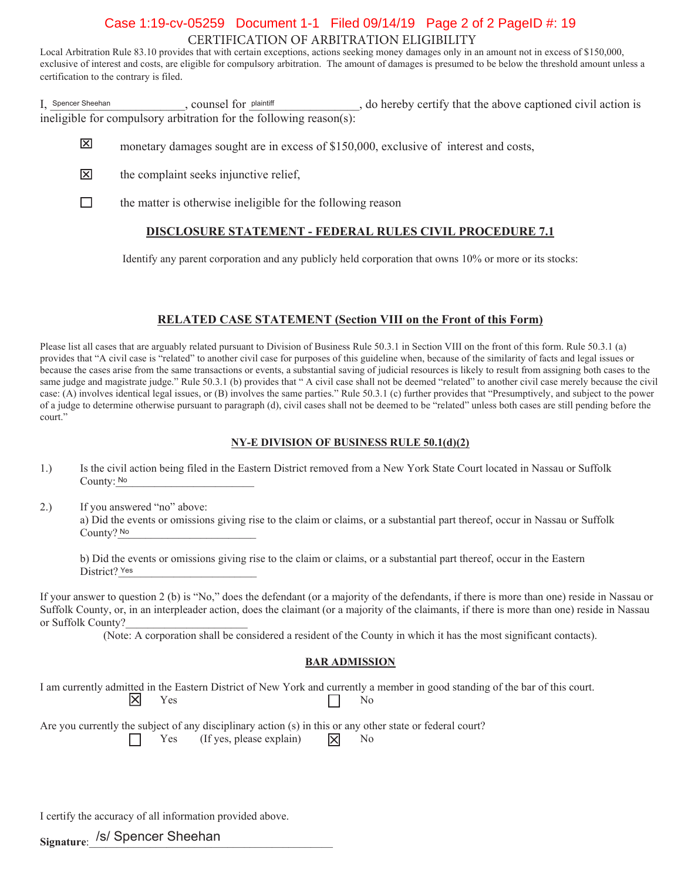# CERTIFICATION OF ARBITRATION ELIGIBILITY

Local Arbitration Rule 83.10 provides that with certain exceptions, actions seeking money damages only in an amount not in excess of $150,000, exclusive of interest and costs, are eligible for compulsory arbitration. The amount of damages is presumed to be below the threshold amount unless a certification to the contrary is filed.

I, Spencer Sheehan, counsel for plaintiff, do hereby certify that the above captioned civil action is ineligible for compulsory arbitration for the following reason(s):

- ☒ monetary damages sought are in excess of $150,000, exclusive of interest and costs,
- ☒ the complaint seeks injunctive relief,
- ☐ the matter is otherwise ineligible for the following reason

## DISCLOSURE STATEMENT - FEDERAL RULES CIVIL PROCEDURE 7.1

Identify any parent corporation and any publicly held corporation that owns 10% or more or its stocks:

## RELATED CASE STATEMENT (Section VIII on the Front of this Form)

Please list all cases that are arguably related pursuant to Division of Business Rule 50.3.1 in Section VIII on the front of this form. Rule 50.3.1 (a) provides that "A civil case is "related" to another civil case for purposes of this guideline when, because of the similarity of facts and legal issues or because the cases arise from the same transactions or events, a substantial saving of judicial resources is likely to result from assigning both cases to the same judge and magistrate judge." Rule 50.3.1 (b) provides that " A civil case shall not be deemed "related" to another civil case merely because the civil case: (A) involves identical legal issues, or (B) involves the same parties." Rule 50.3.1 (c) further provides that "Presumptively, and subject to the power of a judge to determine otherwise pursuant to paragraph (d), civil cases shall not be deemed to be "related" unless both cases are still pending before the court."

## NY-E DIVISION OF BUSINESS RULE 50.1(d)(2)

1.) Is the civil action being filed in the Eastern District removed from a New York State Court located in Nassau or Suffolk County: No

2.) If you answered "no" above:
a) Did the events or omissions giving rise to the claim or claims, or a substantial part thereof, occur in Nassau or Suffolk County? No

b) Did the events or omissions giving rise to the claim or claims, or a substantial part thereof, occur in the Eastern District? Yes

If your answer to question 2 (b) is "No," does the defendant (or a majority of the defendants, if there is more than one) reside in Nassau or Suffolk County, or, in an interpleader action, does the claimant (or a majority of the claimants, if there is more than one) reside in Nassau or Suffolk County?\_\_\_\_\_\_\_\_\_\_

(Note: A corporation shall be considered a resident of the County in which it has the most significant contacts).

## BAR ADMISSION

I am currently admitted in the Eastern District of New York and currently a member in good standing of the bar of this court.

☒ Yes ☐ No

Are you currently the subject of any disciplinary action (s) in this or any other state or federal court?

☐ Yes (If yes, please explain) ☒ No

I certify the accuracy of all information provided above.

**Signature**: /s/ Spencer Sheehan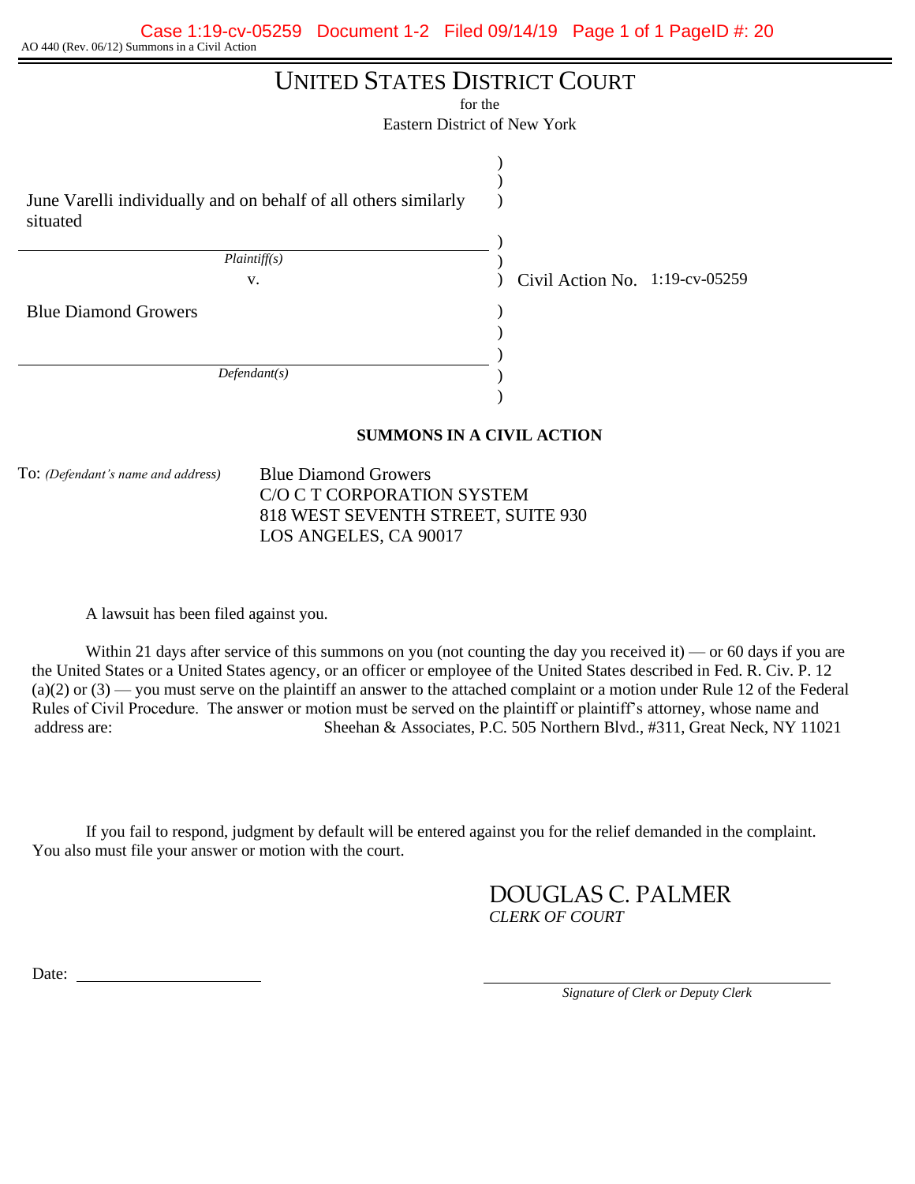AO 440 (Rev. 06/12) Summons in a Civil Action

# UNITED STATES DISTRICT COURT

for the

Eastern District of New York

June Varelli individually and on behalf of all others similarly situated

*Plaintiff(s)*

v.

Blue Diamond Growers

*Defendant(s)*

Civil Action No. 1:19-cv-05259

## SUMMONS IN A CIVIL ACTION

To: *(Defendant's name and address)* Blue Diamond Growers
C/O C T CORPORATION SYSTEM
818 WEST SEVENTH STREET, SUITE 930
LOS ANGELES, CA 90017

A lawsuit has been filed against you.

Within 21 days after service of this summons on you (not counting the day you received it) — or 60 days if you are the United States or a United States agency, or an officer or employee of the United States described in Fed. R. Civ. P. 12 (a)(2) or (3) — you must serve on the plaintiff an answer to the attached complaint or a motion under Rule 12 of the Federal Rules of Civil Procedure. The answer or motion must be served on the plaintiff or plaintiff's attorney, whose name and address are: Sheehan & Associates, P.C. 505 Northern Blvd., #311, Great Neck, NY 11021

If you fail to respond, judgment by default will be entered against you for the relief demanded in the complaint. You also must file your answer or motion with the court.

DOUGLAS C. PALMER
*CLERK OF COURT*

Date: ____________________

____________________
*Signature of Clerk or Deputy Clerk*